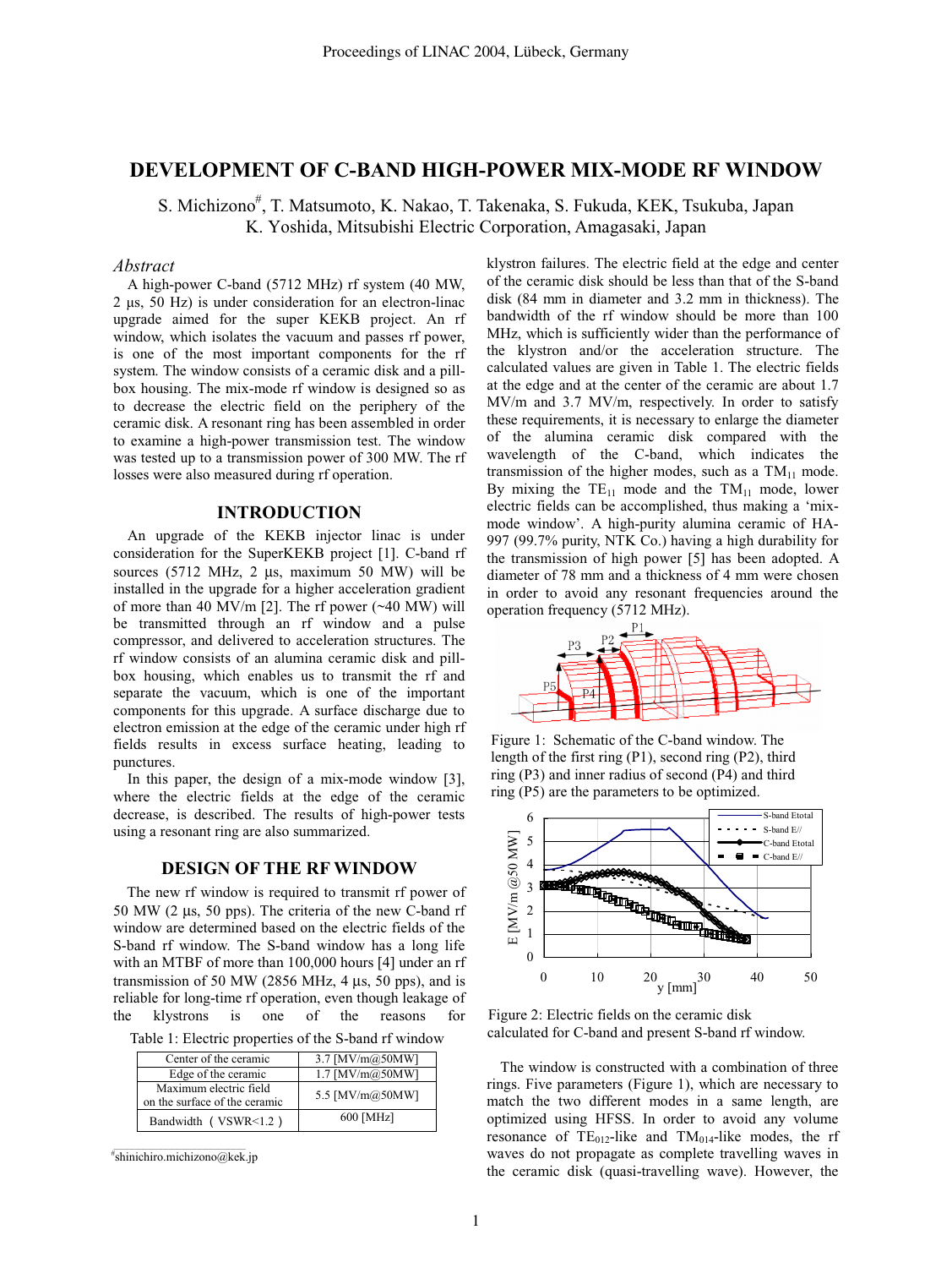# DEVELOPMENT OF C-BAND HIGH-POWER MIX-MODE RF WINDOW

S. Michizono[#], T. Matsumoto, K. Nakao, T. Takenaka, S. Fukuda, KEK, Tsukuba, Japan
K. Yoshida, Mitsubishi Electric Corporation, Amagasaki, Japan

## *Abstract*

A high-power C-band (5712 MHz) rf system (40 MW, 2 µs, 50 Hz) is under consideration for an electron-linac upgrade aimed for the super KEKB project. An rf window, which isolates the vacuum and passes rf power, is one of the most important components for the rf system. The window consists of a ceramic disk and a pill-box housing. The mix-mode rf window is designed so as to decrease the electric field on the periphery of the ceramic disk. A resonant ring has been assembled in order to examine a high-power transmission test. The window was tested up to a transmission power of 300 MW. The rf losses were also measured during rf operation.

## INTRODUCTION

An upgrade of the KEKB injector linac is under consideration for the SuperKEKB project [1]. C-band rf sources (5712 MHz, 2 µs, maximum 50 MW) will be installed in the upgrade for a higher acceleration gradient of more than 40 MV/m [2]. The rf power (~40 MW) will be transmitted through an rf window and a pulse compressor, and delivered to acceleration structures. The rf window consists of an alumina ceramic disk and pill-box housing, which enables us to transmit the rf and separate the vacuum, which is one of the important components for this upgrade. A surface discharge due to electron emission at the edge of the ceramic under high rf fields results in excess surface heating, leading to punctures.

In this paper, the design of a mix-mode window [3], where the electric fields at the edge of the ceramic decrease, is described. The results of high-power tests using a resonant ring are also summarized.

## DESIGN OF THE RF WINDOW

The new rf window is required to transmit rf power of 50 MW (2 µs, 50 pps). The criteria of the new C-band rf window are determined based on the electric fields of the S-band rf window. The S-band window has a long life with an MTBF of more than 100,000 hours [4] under an rf transmission of 50 MW (2856 MHz, 4 µs, 50 pps), and is reliable for long-time rf operation, even though leakage of the klystrons is one of the reasons for klystron failures. The electric field at the edge and center of the ceramic disk should be less than that of the S-band disk (84 mm in diameter and 3.2 mm in thickness). The bandwidth of the rf window should be more than 100 MHz, which is sufficiently wider than the performance of the klystron and/or the acceleration structure. The calculated values are given in Table 1. The electric fields at the edge and at the center of the ceramic are about 1.7 MV/m and 3.7 MV/m, respectively. In order to satisfy these requirements, it is necessary to enlarge the diameter of the alumina ceramic disk compared with the wavelength of the C-band, which indicates the transmission of the higher modes, such as a $TM_{11}$ mode. By mixing the $TE_{11}$ mode and the $TM_{11}$ mode, lower electric fields can be accomplished, thus making a 'mix-mode window'. A high-purity alumina ceramic of HA-997 (99.7% purity, NTK Co.) having a high durability for the transmission of high power [5] has been adopted. A diameter of 78 mm and a thickness of 4 mm were chosen in order to avoid any resonant frequencies around the operation frequency (5712 MHz).

Table 1: Electric properties of the S-band rf window

| | |
|---|---|
| Center of the ceramic | 3.7 [MV/m@50MW] |
| Edge of the ceramic | 1.7 [MV/m@50MW] |
| Maximum electric field on the surface of the ceramic | 5.5 [MV/m@50MW] |
| Bandwidth（VSWR<1.2） | 600 [MHz] |

Figure 1: Schematic of the C-band window. The length of the first ring (P1), second ring (P2), third ring (P3) and inner radius of second (P4) and third ring (P5) are the parameters to be optimized.

Figure 2: Electric fields on the ceramic disk calculated for C-band and present S-band rf window.

The window is constructed with a combination of three rings. Five parameters (Figure 1), which are necessary to match the two different modes in a same length, are optimized using HFSS. In order to avoid any volume resonance of $TE_{012}$-like and $TM_{014}$-like modes, the rf waves do not propagate as complete travelling waves in the ceramic disk (quasi-travelling wave). However, the

[#]shinichiro.michizono@kek.jp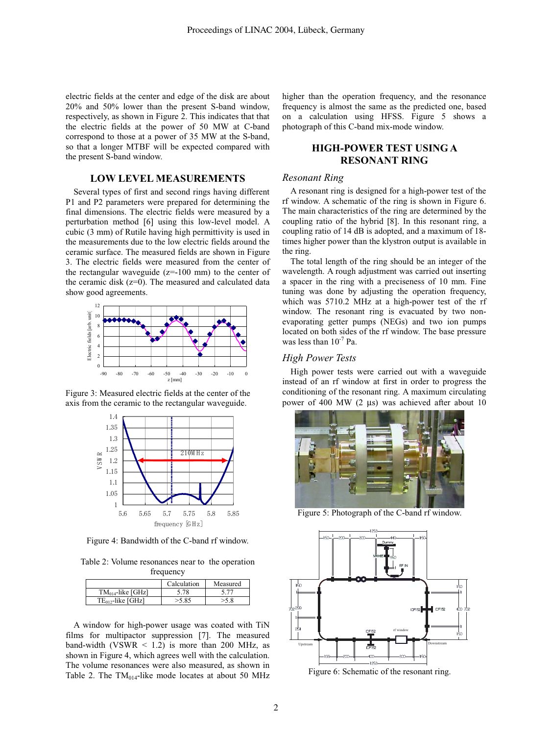electric fields at the center and edge of the disk are about 20% and 50% lower than the present S-band window, respectively, as shown in Figure 2. This indicates that that the electric fields at the power of 50 MW at C-band correspond to those at a power of 35 MW at the S-band, so that a longer MTBF will be expected compared with the present S-band window.

## LOW LEVEL MEASUREMENTS

Several types of first and second rings having different P1 and P2 parameters were prepared for determining the final dimensions. The electric fields were measured by a perturbation method [6] using this low-level model. A cubic (3 mm) of Rutile having high permittivity is used in the measurements due to the low electric fields around the ceramic surface. The measured fields are shown in Figure 3. The electric fields were measured from the center of the rectangular waveguide (z=-100 mm) to the center of the ceramic disk (z=0). The measured and calculated data show good agreements.

Figure 3: Measured electric fields at the center of the axis from the ceramic to the rectangular waveguide.

Figure 4: Bandwidth of the C-band rf window.

Table 2: Volume resonances near to the operation frequency

| | Calculation | Measured |
|---|---|---|
| $TM_{014}$-like [GHz] | 5.78 | 5.77 |
| $TE_{012}$-like [GHz] | >5.85 | >5.8 |

A window for high-power usage was coated with TiN films for multipactor suppression [7]. The measured band-width (VSWR < 1.2) is more than 200 MHz, as shown in Figure 4, which agrees well with the calculation. The volume resonances were also measured, as shown in Table 2. The $TM_{014}$-like mode locates at about 50 MHz higher than the operation frequency, and the resonance frequency is almost the same as the predicted one, based on a calculation using HFSS. Figure 5 shows a photograph of this C-band mix-mode window.

## HIGH-POWER TEST USING A RESONANT RING

### *Resonant Ring*

A resonant ring is designed for a high-power test of the rf window. A schematic of the ring is shown in Figure 6. The main characteristics of the ring are determined by the coupling ratio of the hybrid [8]. In this resonant ring, a coupling ratio of 14 dB is adopted, and a maximum of 18-times higher power than the klystron output is available in the ring.

The total length of the ring should be an integer of the wavelength. A rough adjustment was carried out inserting a spacer in the ring with a preciseness of 10 mm. Fine tuning was done by adjusting the operation frequency, which was 5710.2 MHz at a high-power test of the rf window. The resonant ring is evacuated by two non-evaporating getter pumps (NEGs) and two ion pumps located on both sides of the rf window. The base pressure was less than $10^{-7}$ Pa.

### *High Power Tests*

High power tests were carried out with a waveguide instead of an rf window at first in order to progress the conditioning of the resonant ring. A maximum circulating power of 400 MW (2 μs) was achieved after about 10

Figure 5: Photograph of the C-band rf window.

Figure 6: Schematic of the resonant ring.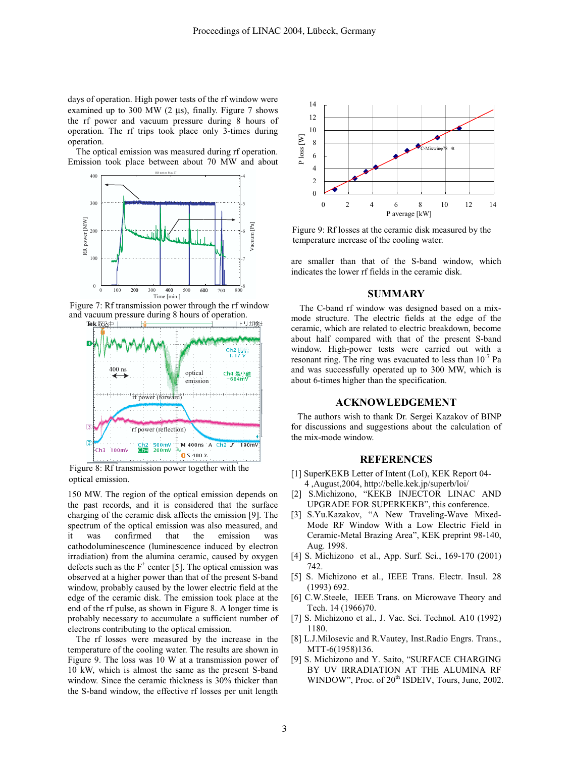days of operation. High power tests of the rf window were examined up to 300 MW (2 µs), finally. Figure 7 shows the rf power and vacuum pressure during 8 hours of operation. The rf trips took place only 3-times during operation.

The optical emission was measured during rf operation. Emission took place between about 70 MW and about 150 MW. The region of the optical emission depends on the past records, and it is considered that the surface charging of the ceramic disk affects the emission [9]. The spectrum of the optical emission was also measured, and it was confirmed that the emission was cathodoluminescence (luminescence induced by electron irradiation) from the alumina ceramic, caused by oxygen defects such as the $F^+$ center [5]. The optical emission was observed at a higher power than that of the present S-band window, probably caused by the lower electric field at the edge of the ceramic disk. The emission took place at the end of the rf pulse, as shown in Figure 8. A longer time is probably necessary to accumulate a sufficient number of electrons contributing to the optical emission.

RR test on May 27
RR power [MW]
Vacuum [Pa]
Time [min.]
400
300
200
100
0
0
100
200
300
400
500
600
700
800
-4
-5
-6
-7
-8

Figure 7: Rf transmission power through the rf window and vacuum pressure during 8 hours of operation.

Tek 取込中
トリガ検出
400 ns
optical emission
Ch2 振幅 1.17 V
Ch4 最小値 -664mV
rf power (forward)
rf power (reflection)
Ch3 100mV
Ch2 500mV
Ch4 200mV
M 400ns A Ch2 190mV
5.400 %

Figure 8: Rf transmission power together with the optical emission.

The rf losses were measured by the increase in the temperature of the cooling water. The results are shown in Figure 9. The loss was 10 W at a transmission power of 10 kW, which is almost the same as the present S-band window. Since the ceramic thickness is 30% thicker than the S-band window, the effective rf losses per unit length are smaller than that of the S-band window, which indicates the lower rf fields in the ceramic disk.

P loss [W]
P average [kW]
C-Mixwing78 4t
14
12
10
8
6
4
2
0
0
2
4
6
8
10
12
14

Figure 9: Rf losses at the ceramic disk measured by the temperature increase of the cooling water.

## SUMMARY

The C-band rf window was designed based on a mix-mode structure. The electric fields at the edge of the ceramic, which are related to electric breakdown, become about half compared with that of the present S-band window. High-power tests were carried out with a resonant ring. The ring was evacuated to less than $10^{-7}$ Pa and was successfully operated up to 300 MW, which is about 6-times higher than the specification.

## ACKNOWLEDGEMENT

The authors wish to thank Dr. Sergei Kazakov of BINP for discussions and suggestions about the calculation of the mix-mode window.

## REFERENCES

[1] SuperKEKB Letter of Intent (LoI), KEK Report 04-4 ,August,2004, http://belle.kek.jp/superb/loi/

[2] S.Michizono, "KEKB INJECTOR LINAC AND UPGRADE FOR SUPERKEKB", this conference.

[3] S.Yu.Kazakov, "A New Traveling-Wave Mixed-Mode RF Window With a Low Electric Field in Ceramic-Metal Brazing Area", KEK preprint 98-140, Aug. 1998.

[4] S. Michizono et al., App. Surf. Sci., 169-170 (2001) 742.

[5] S. Michizono et al., IEEE Trans. Electr. Insul. 28 (1993) 692.

[6] C.W.Steele, IEEE Trans. on Microwave Theory and Tech. 14 (1966)70.

[7] S. Michizono et al., J. Vac. Sci. Technol. A10 (1992) 1180.

[8] L.J.Milosevic and R.Vautey, Inst.Radio Engrs. Trans., MTT-6(1958)136.

[9] S. Michizono and Y. Saito, "SURFACE CHARGING BY UV IRRADIATION AT THE ALUMINA RF WINDOW", Proc. of 20th ISDEIV, Tours, June, 2002.